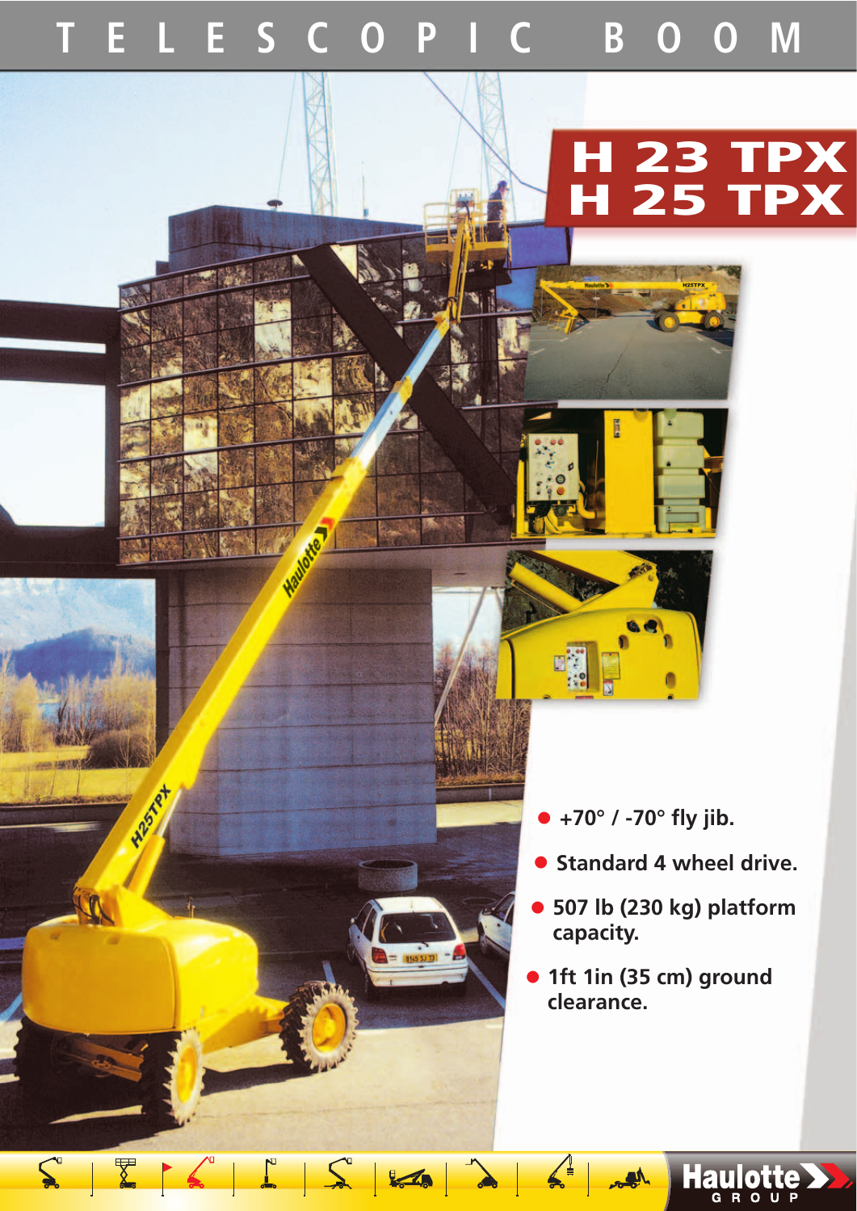# TELESCOPIC BOOM

## H 23 TPX
## H 25 TPX

- +70° / -70° fly jib.
- Standard 4 wheel drive.
- 507 lb (230 kg) platform capacity.
- 1ft 1in (35 cm) ground clearance.

Haulotte GROUP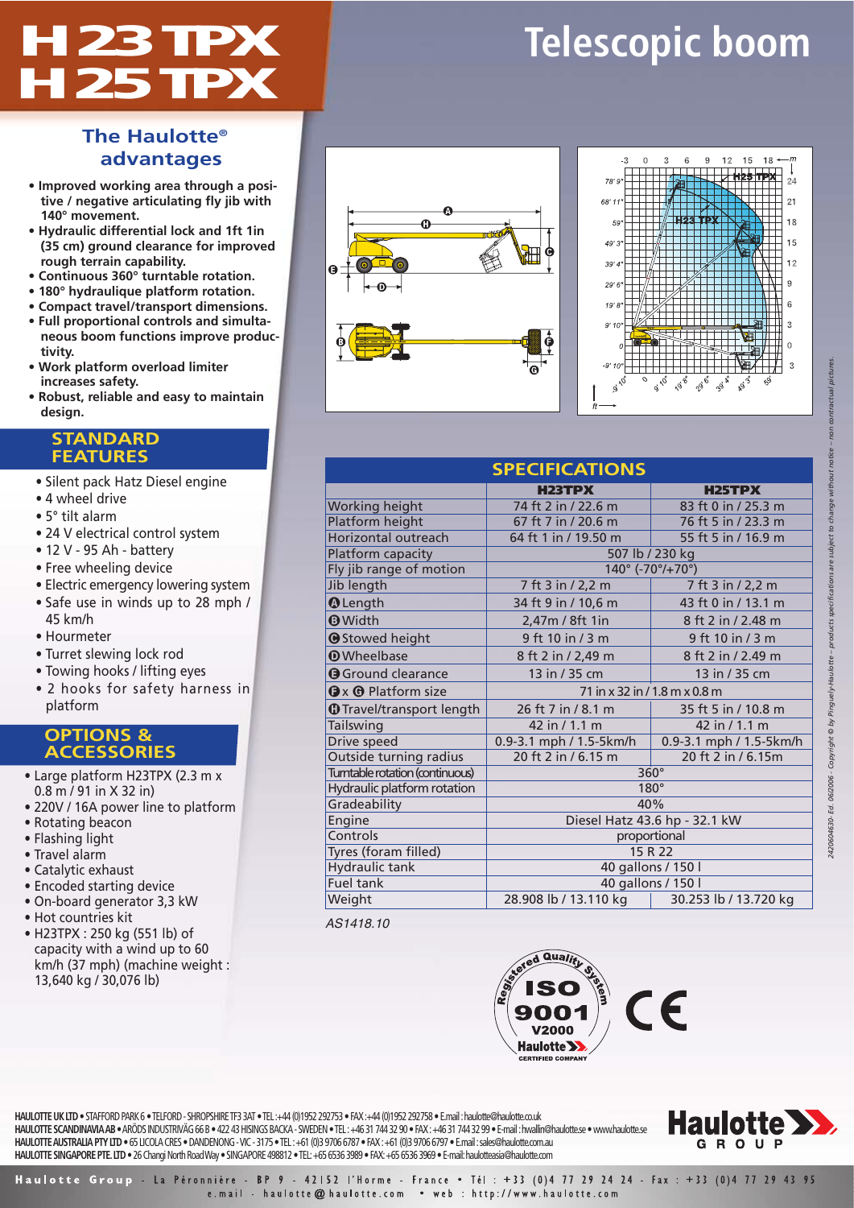# H 23 TPX
# H 25 TPX

# Telescopic boom

## The Haulotte® advantages

- **Improved working area through a positive / negative articulating fly jib with 140° movement.**
- **Hydraulic differential lock and 1ft 1in (35 cm) ground clearance for improved rough terrain capability.**
- **Continuous 360° turntable rotation.**
- **180° hydraulique platform rotation.**
- **Compact travel/transport dimensions.**
- **Full proportional controls and simultaneous boom functions improve productivity.**
- **Work platform overload limiter increases safety.**
- **Robust, reliable and easy to maintain design.**

## STANDARD FEATURES

- Silent pack Hatz Diesel engine
- 4 wheel drive
- 5° tilt alarm
- 24 V electrical control system
- 12 V - 95 Ah - battery
- Free wheeling device
- Electric emergency lowering system
- Safe use in winds up to 28 mph / 45 km/h
- Hourmeter
- Turret slewing lock rod
- Towing hooks / lifting eyes
- 2 hooks for safety harness in platform

## OPTIONS & ACCESSORIES

- Large platform H23TPX (2.3 m x 0.8 m / 91 in X 32 in)
- 220V / 16A power line to platform
- Rotating beacon
- Flashing light
- Travel alarm
- Catalytic exhaust
- Encoded starting device
- On-board generator 3,3 kW
- Hot countries kit
- H23TPX : 250 kg (551 lb) of capacity with a wind up to 60 km/h (37 mph) (machine weight : 13,640 kg / 30,076 lb)

A
H
C
E
D
B
F
G

-3 0 3 6 9 12 15 18 m
H25 TPX
H23 TPX
78' 9"
68' 11"
59"
49' 3"
39' 4"
29' 6"
19' 8"
9' 10"
0
-9' 10"
24
21
18
15
12
9
6
3
0
3
-9' 10" 0 9' 10" 19' 8" 29' 6" 39' 4" 49' 3" 59'
ft

## SPECIFICATIONS

| | H23TPX | H25TPX |
|---|---|---|
| Working height | 74 ft 2 in / 22.6 m | 83 ft 0 in / 25.3 m |
| Platform height | 67 ft 7 in / 20.6 m | 76 ft 5 in / 23.3 m |
| Horizontal outreach | 64 ft 1 in / 19.50 m | 55 ft 5 in / 16.9 m |
| Platform capacity | 507 lb / 230 kg | |
| Fly jib range of motion | 140° (-70°/+70°) | |
| Jib length | 7 ft 3 in / 2,2 m | 7 ft 3 in / 2,2 m |
| A Length | 34 ft 9 in / 10,6 m | 43 ft 0 in / 13.1 m |
| B Width | 2,47m / 8ft 1in | 8 ft 2 in / 2.48 m |
| C Stowed height | 9 ft 10 in / 3 m | 9 ft 10 in / 3 m |
| D Wheelbase | 8 ft 2 in / 2,49 m | 8 ft 2 in / 2.49 m |
| E Ground clearance | 13 in / 35 cm | 13 in / 35 cm |
| F x G Platform size | 71 in x 32 in / 1.8 m x 0.8 m | |
| H Travel/transport length | 26 ft 7 in / 8.1 m | 35 ft 5 in / 10.8 m |
| Tailswing | 42 in / 1.1 m | 42 in / 1.1 m |
| Drive speed | 0.9-3.1 mph / 1.5-5km/h | 0.9-3.1 mph / 1.5-5km/h |
| Outside turning radius | 20 ft 2 in / 6.15 m | 20 ft 2 in / 6.15m |
| Turntable rotation (continuous) | 360° | |
| Hydraulic platform rotation | 180° | |
| Gradeability | 40% | |
| Engine | Diesel Hatz 43.6 hp - 32.1 kW | |
| Controls | proportional | |
| Tyres (foram filled) | 15 R 22 | |
| Hydraulic tank | 40 gallons / 150 l | |
| Fuel tank | 40 gallons / 150 l | |
| Weight | 28.908 lb / 13.110 kg | 30.253 lb / 13.720 kg |

*AS1418.10*

Registered Quality System ISO 9001 V2000 Haulotte CERTIFIED COMPANY

CE

*2420604630- Ed. 06/2006 - Copyright © by Pinguely-Haulotte – products specifications are subject to change without notice – non contractual pictures.*

**HAULOTTE UK LTD** • STAFFORD PARK 6 • TELFORD - SHROPSHIRE TF3 3AT • TEL :+44 (0)1952 292753 • FAX :+44 (0)1952 292758 • E.mail : haulotte@haulotte.co.uk
**HAULOTTE SCANDINAVIA AB** • ARÖDS INDUSTRIVÄG 66 B • 422 43 HISINGS BACKA - SWEDEN • TEL : +46 31 744 32 90 • FAX : +46 31 744 32 99 • E-mail : hwallin@haulotte.se • www.haulotte.se
**HAULOTTE AUSTRALIA PTY LTD** • 65 LICOLA CRES • DANDENONG - VIC - 3175 • TEL : +61 (0)3 9706 6787 • FAX : +61 (0)3 9706 6797 • E.mail : sales@haulotte.com.au
**HAULOTTE SINGAPORE PTE. LTD** • 26 Changi North Road Way • SINGAPORE 498812 • TEL: +65 6536 3989 • FAX: +65 6536 3969 • E-mail: haulotteasia@haulotte.com

Haulotte GROUP

Haulotte Group - La Péronnière - BP 9 - 42152 l'Horme - France • Tél : +33 (0)4 77 29 24 24 - Fax : +33 (0)4 77 29 43 95
e.mail - haulotte@haulotte.com • web : http://www.haulotte.com